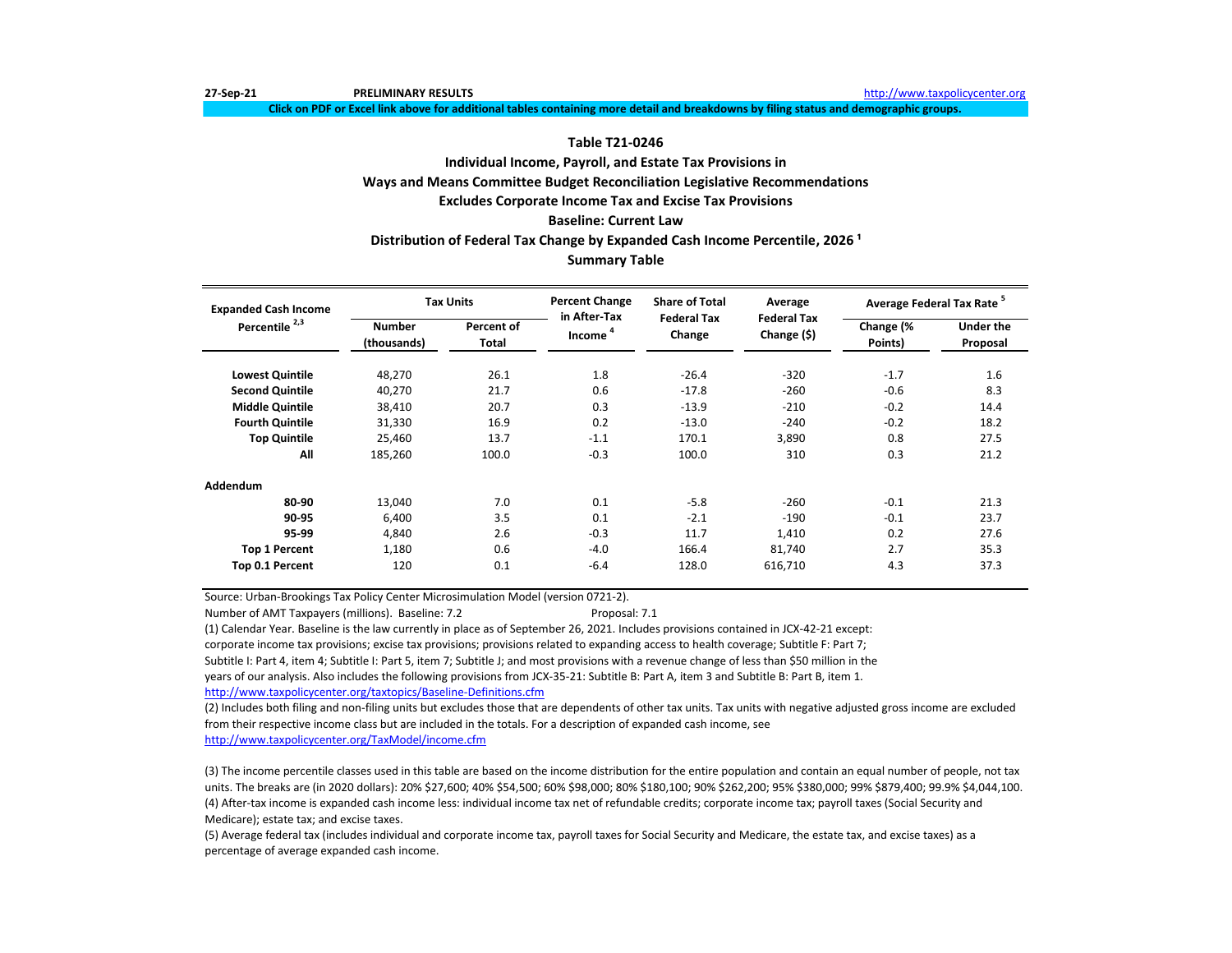27-Sep-21 **PRELIMINARY RESULTS** http://www.taxpolicycenter.org

**Click on PDF or Excel link above for additional tables containing more detail and breakdowns by filing status and demographic groups.**

## Table T21-0246
### Individual Income, Payroll, and Estate Tax Provisions in Ways and Means Committee Budget Reconciliation Legislative Recommendations
### Excludes Corporate Income Tax and Excise Tax Provisions
### Baseline: Current Law
### Distribution of Federal Tax Change by Expanded Cash Income Percentile, 2026 [1]
### Summary Table

| Expanded Cash Income Percentile [2,3] | Tax Units | | Percent Change in After-Tax Income [4] | Share of Total Federal Tax Change | Average Federal Tax Change ($) | Average Federal Tax Rate [5] | |
|---|---|---|---|---|---|---|---|
| | Number (thousands) | Percent of Total | | | | Change (% Points) | Under the Proposal |
| **Lowest Quintile** | 48,270 | 26.1 | 1.8 | -26.4 | -320 | -1.7 | 1.6 |
| **Second Quintile** | 40,270 | 21.7 | 0.6 | -17.8 | -260 | -0.6 | 8.3 |
| **Middle Quintile** | 38,410 | 20.7 | 0.3 | -13.9 | -210 | -0.2 | 14.4 |
| **Fourth Quintile** | 31,330 | 16.9 | 0.2 | -13.0 | -240 | -0.2 | 18.2 |
| **Top Quintile** | 25,460 | 13.7 | -1.1 | 170.1 | 3,890 | 0.8 | 27.5 |
| **All** | 185,260 | 100.0 | -0.3 | 100.0 | 310 | 0.3 | 21.2 |
| **Addendum** | | | | | | | |
| **80-90** | 13,040 | 7.0 | 0.1 | -5.8 | -260 | -0.1 | 21.3 |
| **90-95** | 6,400 | 3.5 | 0.1 | -2.1 | -190 | -0.1 | 23.7 |
| **95-99** | 4,840 | 2.6 | -0.3 | 11.7 | 1,410 | 0.2 | 27.6 |
| **Top 1 Percent** | 1,180 | 0.6 | -4.0 | 166.4 | 81,740 | 2.7 | 35.3 |
| **Top 0.1 Percent** | 120 | 0.1 | -6.4 | 128.0 | 616,710 | 4.3 | 37.3 |

Source: Urban-Brookings Tax Policy Center Microsimulation Model (version 0721-2).

Number of AMT Taxpayers (millions). Baseline: 7.2 Proposal: 7.1

(1) Calendar Year. Baseline is the law currently in place as of September 26, 2021. Includes provisions contained in JCX-42-21 except: corporate income tax provisions; excise tax provisions; provisions related to expanding access to health coverage; Subtitle F: Part 7; Subtitle I: Part 4, item 4; Subtitle I: Part 5, item 7; Subtitle J; and most provisions with a revenue change of less than $50 million in the years of our analysis. Also includes the following provisions from JCX-35-21: Subtitle B: Part A, item 3 and Subtitle B: Part B, item 1.
http://www.taxpolicycenter.org/taxtopics/Baseline-Definitions.cfm

(2) Includes both filing and non-filing units but excludes those that are dependents of other tax units. Tax units with negative adjusted gross income are excluded from their respective income class but are included in the totals. For a description of expanded cash income, see
http://www.taxpolicycenter.org/TaxModel/income.cfm

(3) The income percentile classes used in this table are based on the income distribution for the entire population and contain an equal number of people, not tax units. The breaks are (in 2020 dollars): 20% $27,600; 40% $54,500; 60% $98,000; 80% $180,100; 90% $262,200; 95% $380,000; 99% $879,400; 99.9% $4,044,100.

(4) After-tax income is expanded cash income less: individual income tax net of refundable credits; corporate income tax; payroll taxes (Social Security and Medicare); estate tax; and excise taxes.

(5) Average federal tax (includes individual and corporate income tax, payroll taxes for Social Security and Medicare, the estate tax, and excise taxes) as a percentage of average expanded cash income.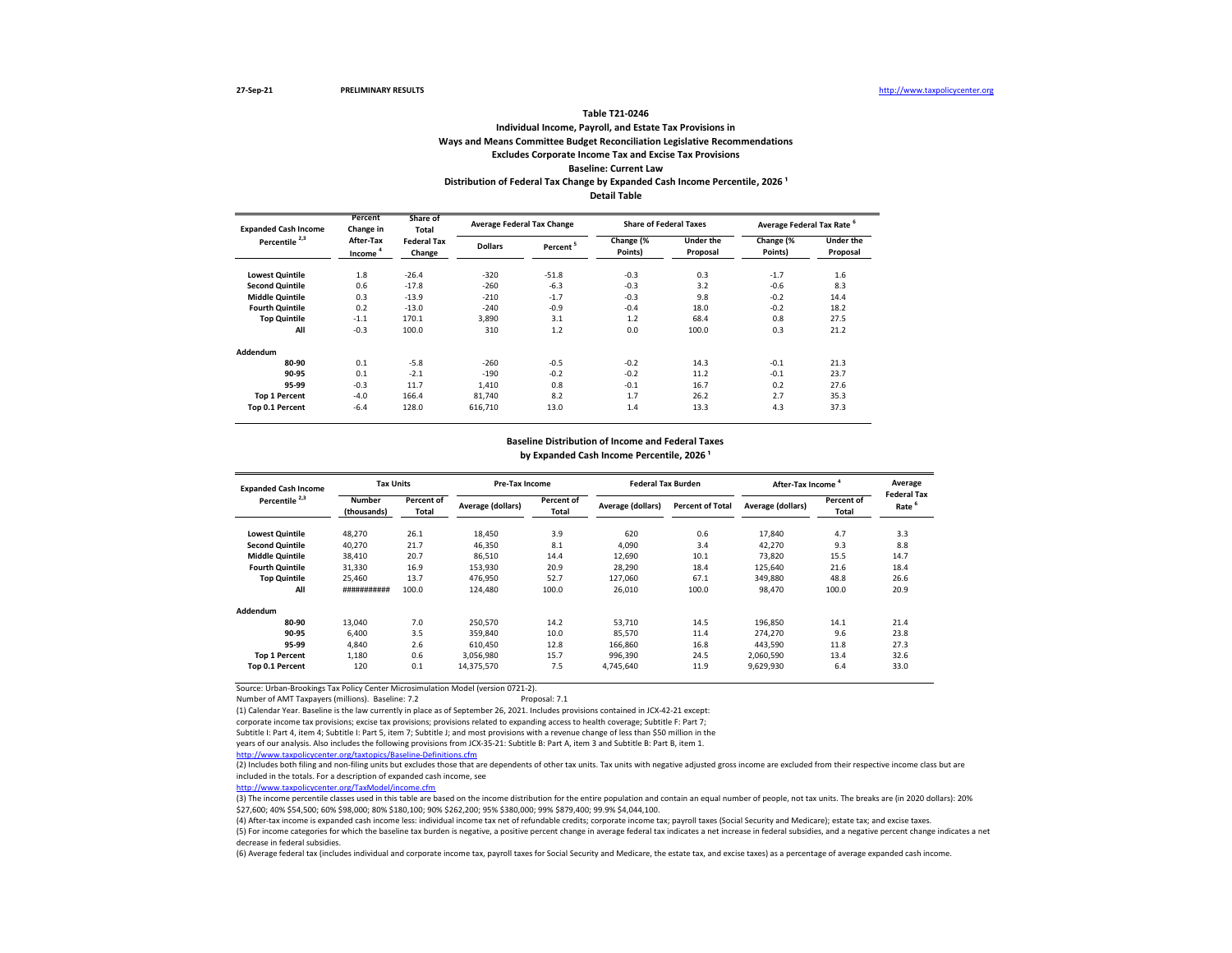27-Sep-21 PRELIMINARY RESULTS http://www.taxpolicycenter.org

**Table T21-0246**

**Individual Income, Payroll, and Estate Tax Provisions in**

**Ways and Means Committee Budget Reconciliation Legislative Recommendations**

**Excludes Corporate Income Tax and Excise Tax Provisions**

**Baseline: Current Law**

**Distribution of Federal Tax Change by Expanded Cash Income Percentile, 2026 [1]**

**Detail Table**

| Expanded Cash Income Percentile [2,3] | Percent Change in After-Tax Income [4] | Share of Total Federal Tax Change | Average Federal Tax Change | | Share of Federal Taxes | | Average Federal Tax Rate [6] | |
|---|---|---|---|---|---|---|---|---|
| | | | Dollars | Percent [5] | Change (% Points) | Under the Proposal | Change (% Points) | Under the Proposal |
| **Lowest Quintile** | 1.8 | -26.4 | -320 | -51.8 | -0.3 | 0.3 | -1.7 | 1.6 |
| **Second Quintile** | 0.6 | -17.8 | -260 | -6.3 | -0.3 | 3.2 | -0.6 | 8.3 |
| **Middle Quintile** | 0.3 | -13.9 | -210 | -1.7 | -0.3 | 9.8 | -0.2 | 14.4 |
| **Fourth Quintile** | 0.2 | -13.0 | -240 | -0.9 | -0.4 | 18.0 | -0.2 | 18.2 |
| **Top Quintile** | -1.1 | 170.1 | 3,890 | 3.1 | 1.2 | 68.4 | 0.8 | 27.5 |
| **All** | -0.3 | 100.0 | 310 | 1.2 | 0.0 | 100.0 | 0.3 | 21.2 |
| **Addendum** | | | | | | | | |
| **80-90** | 0.1 | -5.8 | -260 | -0.5 | -0.2 | 14.3 | -0.1 | 21.3 |
| **90-95** | 0.1 | -2.1 | -190 | -0.2 | -0.2 | 11.2 | -0.1 | 23.7 |
| **95-99** | -0.3 | 11.7 | 1,410 | 0.8 | -0.1 | 16.7 | 0.2 | 27.6 |
| **Top 1 Percent** | -4.0 | 166.4 | 81,740 | 8.2 | 1.7 | 26.2 | 2.7 | 35.3 |
| **Top 0.1 Percent** | -6.4 | 128.0 | 616,710 | 13.0 | 1.4 | 13.3 | 4.3 | 37.3 |

**Baseline Distribution of Income and Federal Taxes**

**by Expanded Cash Income Percentile, 2026 [1]**

| Expanded Cash Income Percentile [2,3] | Tax Units | | Pre-Tax Income | | Federal Tax Burden | | After-Tax Income [4] | | Average Federal Tax Rate [6] |
|---|---|---|---|---|---|---|---|---|---|
| | Number (thousands) | Percent of Total | Average (dollars) | Percent of Total | Average (dollars) | Percent of Total | Average (dollars) | Percent of Total | |
| **Lowest Quintile** | 48,270 | 26.1 | 18,450 | 3.9 | 620 | 0.6 | 17,840 | 4.7 | 3.3 |
| **Second Quintile** | 40,270 | 21.7 | 46,350 | 8.1 | 4,090 | 3.4 | 42,270 | 9.3 | 8.8 |
| **Middle Quintile** | 38,410 | 20.7 | 86,510 | 14.4 | 12,690 | 10.1 | 73,820 | 15.5 | 14.7 |
| **Fourth Quintile** | 31,330 | 16.9 | 153,930 | 20.9 | 28,290 | 18.4 | 125,640 | 21.6 | 18.4 |
| **Top Quintile** | 25,460 | 13.7 | 476,950 | 52.7 | 127,060 | 67.1 | 349,880 | 48.8 | 26.6 |
| **All** | ########### | 100.0 | 124,480 | 100.0 | 26,010 | 100.0 | 98,470 | 100.0 | 20.9 |
| **Addendum** | | | | | | | | | |
| **80-90** | 13,040 | 7.0 | 250,570 | 14.2 | 53,710 | 14.5 | 196,850 | 14.1 | 21.4 |
| **90-95** | 6,400 | 3.5 | 359,840 | 10.0 | 85,570 | 11.4 | 274,270 | 9.6 | 23.8 |
| **95-99** | 4,840 | 2.6 | 610,450 | 12.8 | 166,860 | 16.8 | 443,590 | 11.8 | 27.3 |
| **Top 1 Percent** | 1,180 | 0.6 | 3,056,980 | 15.7 | 996,390 | 24.5 | 2,060,590 | 13.4 | 32.6 |
| **Top 0.1 Percent** | 120 | 0.1 | 14,375,570 | 7.5 | 4,745,640 | 11.9 | 9,629,930 | 6.4 | 33.0 |

Source: Urban-Brookings Tax Policy Center Microsimulation Model (version 0721-2).

Number of AMT Taxpayers (millions). Baseline: 7.2 Proposal: 7.1

(1) Calendar Year. Baseline is the law currently in place as of September 26, 2021. Includes provisions contained in JCX-42-21 except: corporate income tax provisions; excise tax provisions; provisions related to expanding access to health coverage; Subtitle F: Part 7; Subtitle I: Part 4, item 4; Subtitle I: Part 5, item 7; Subtitle J; and most provisions with a revenue change of less than $50 million in the years of our analysis. Also includes the following provisions from JCX-35-21: Subtitle B: Part A, item 3 and Subtitle B: Part B, item 1.

http://www.taxpolicycenter.org/taxtopics/Baseline-Definitions.cfm

(2) Includes both filing and non-filing units but excludes those that are dependents of other tax units. Tax units with negative adjusted gross income are excluded from their respective income class but are included in the totals. For a description of expanded cash income, see

http://www.taxpolicycenter.org/TaxModel/income.cfm

(3) The income percentile classes used in this table are based on the income distribution for the entire population and contain an equal number of people, not tax units. The breaks are (in 2020 dollars): 20% $27,600; 40% $54,500; 60% $98,000; 80% $180,100; 90% $262,200; 95% $380,000; 99% $879,400; 99.9% $4,044,100.

(4) After-tax income is expanded cash income less: individual income tax net of refundable credits; corporate income tax; payroll taxes (Social Security and Medicare); estate tax; and excise taxes.

(5) For income categories for which the baseline tax burden is negative, a positive percent change in average federal tax indicates a net increase in federal subsidies, and a negative percent change indicates a net decrease in federal subsidies.

(6) Average federal tax (includes individual and corporate income tax, payroll taxes for Social Security and Medicare, the estate tax, and excise taxes) as a percentage of average expanded cash income.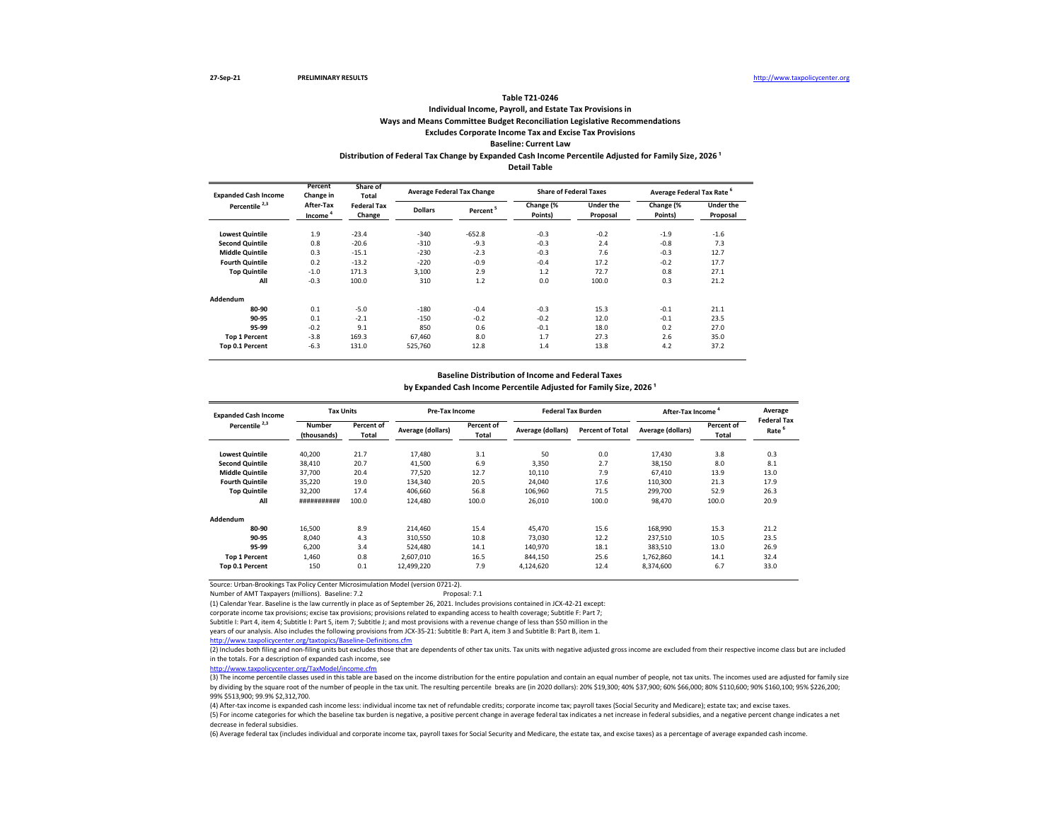27-Sep-21 PRELIMINARY RESULTS http://www.taxpolicycenter.org

### Table T21-0246
### Individual Income, Payroll, and Estate Tax Provisions in
### Ways and Means Committee Budget Reconciliation Legislative Recommendations
### Excludes Corporate Income Tax and Excise Tax Provisions
### Baseline: Current Law
### Distribution of Federal Tax Change by Expanded Cash Income Percentile Adjusted for Family Size, 2026 [1]
### Detail Table

| Expanded Cash Income Percentile [2,3] | Percent Change in After-Tax Income [4] | Share of Total Federal Tax Change | Average Federal Tax Change | | Share of Federal Taxes | | Average Federal Tax Rate [6] | |
|---|---|---|---|---|---|---|---|---|
| | | | Dollars | Percent [5] | Change (% Points) | Under the Proposal | Change (% Points) | Under the Proposal |
| Lowest Quintile | 1.9 | -23.4 | -340 | -652.8 | -0.3 | -0.2 | -1.9 | -1.6 |
| Second Quintile | 0.8 | -20.6 | -310 | -9.3 | -0.3 | 2.4 | -0.8 | 7.3 |
| Middle Quintile | 0.3 | -15.1 | -230 | -2.3 | -0.3 | 7.6 | -0.3 | 12.7 |
| Fourth Quintile | 0.2 | -13.2 | -220 | -0.9 | -0.4 | 17.2 | -0.2 | 17.7 |
| Top Quintile | -1.0 | 171.3 | 3,100 | 2.9 | 1.2 | 72.7 | 0.8 | 27.1 |
| All | -0.3 | 100.0 | 310 | 1.2 | 0.0 | 100.0 | 0.3 | 21.2 |
| **Addendum** | | | | | | | | |
| 80-90 | 0.1 | -5.0 | -180 | -0.4 | -0.3 | 15.3 | -0.1 | 21.1 |
| 90-95 | 0.1 | -2.1 | -150 | -0.2 | -0.2 | 12.0 | -0.1 | 23.5 |
| 95-99 | -0.2 | 9.1 | 850 | 0.6 | -0.1 | 18.0 | 0.2 | 27.0 |
| Top 1 Percent | -3.8 | 169.3 | 67,460 | 8.0 | 1.7 | 27.3 | 2.6 | 35.0 |
| Top 0.1 Percent | -6.3 | 131.0 | 525,760 | 12.8 | 1.4 | 13.8 | 4.2 | 37.2 |

### Baseline Distribution of Income and Federal Taxes
### by Expanded Cash Income Percentile Adjusted for Family Size, 2026 [1]

| Expanded Cash Income Percentile [2,3] | Tax Units | | Pre-Tax Income | | Federal Tax Burden | | After-Tax Income [4] | | Average Federal Tax Rate [6] |
|---|---|---|---|---|---|---|---|---|---|
| | Number (thousands) | Percent of Total | Average (dollars) | Percent of Total | Average (dollars) | Percent of Total | Average (dollars) | Percent of Total | |
| Lowest Quintile | 40,200 | 21.7 | 17,480 | 3.1 | 50 | 0.0 | 17,430 | 3.8 | 0.3 |
| Second Quintile | 38,410 | 20.7 | 41,500 | 6.9 | 3,350 | 2.7 | 38,150 | 8.0 | 8.1 |
| Middle Quintile | 37,700 | 20.4 | 77,520 | 12.7 | 10,110 | 7.9 | 67,410 | 13.9 | 13.0 |
| Fourth Quintile | 35,220 | 19.0 | 134,340 | 20.5 | 24,040 | 17.6 | 110,300 | 21.3 | 17.9 |
| Top Quintile | 32,200 | 17.4 | 406,660 | 56.8 | 106,960 | 71.5 | 299,700 | 52.9 | 26.3 |
| All | ########### | 100.0 | 124,480 | 100.0 | 26,010 | 100.0 | 98,470 | 100.0 | 20.9 |
| **Addendum** | | | | | | | | | |
| 80-90 | 16,500 | 8.9 | 214,460 | 15.4 | 45,470 | 15.6 | 168,990 | 15.3 | 21.2 |
| 90-95 | 8,040 | 4.3 | 310,550 | 10.8 | 73,030 | 12.2 | 237,510 | 10.5 | 23.5 |
| 95-99 | 6,200 | 3.4 | 524,480 | 14.1 | 140,970 | 18.1 | 383,510 | 13.0 | 26.9 |
| Top 1 Percent | 1,460 | 0.8 | 2,607,010 | 16.5 | 844,150 | 25.6 | 1,762,860 | 14.1 | 32.4 |
| Top 0.1 Percent | 150 | 0.1 | 12,499,220 | 7.9 | 4,124,620 | 12.4 | 8,374,600 | 6.7 | 33.0 |

Source: Urban-Brookings Tax Policy Center Microsimulation Model (version 0721-2).

Number of AMT Taxpayers (millions). Baseline: 7.2 Proposal: 7.1

(1) Calendar Year. Baseline is the law currently in place as of September 26, 2021. Includes provisions contained in JCX-42-21 except: corporate income tax provisions; excise tax provisions; provisions related to expanding access to health coverage; Subtitle F: Part 7; Subtitle I: Part 4, item 4; Subtitle I: Part 5, item 7; Subtitle J; and most provisions with a revenue change of less than $50 million in the years of our analysis. Also includes the following provisions from JCX-35-21: Subtitle B: Part A, item 3 and Subtitle B: Part B, item 1.
http://www.taxpolicycenter.org/taxtopics/Baseline-Definitions.cfm

(2) Includes both filing and non-filing units but excludes those that are dependents of other tax units. Tax units with negative adjusted gross income are excluded from their respective income class but are included in the totals. For a description of expanded cash income, see
http://www.taxpolicycenter.org/TaxModel/income.cfm

(3) The income percentile classes used in this table are based on the income distribution for the entire population and contain an equal number of people, not tax units. The incomes used are adjusted for family size by dividing by the square root of the number of people in the tax unit. The resulting percentile breaks are (in 2020 dollars): 20% $19,300; 40% $37,900; 60% $66,000; 80% $110,600; 90% $160,100; 95% $226,200; 99% $513,900; 99.9% $2,312,700.

(4) After-tax income is expanded cash income less: individual income tax net of refundable credits; corporate income tax; payroll taxes (Social Security and Medicare); estate tax; and excise taxes.

(5) For income categories for which the baseline tax burden is negative, a positive percent change in average federal tax indicates a net increase in federal subsidies, and a negative percent change indicates a net decrease in federal subsidies.

(6) Average federal tax (includes individual and corporate income tax, payroll taxes for Social Security and Medicare, the estate tax, and excise taxes) as a percentage of average expanded cash income.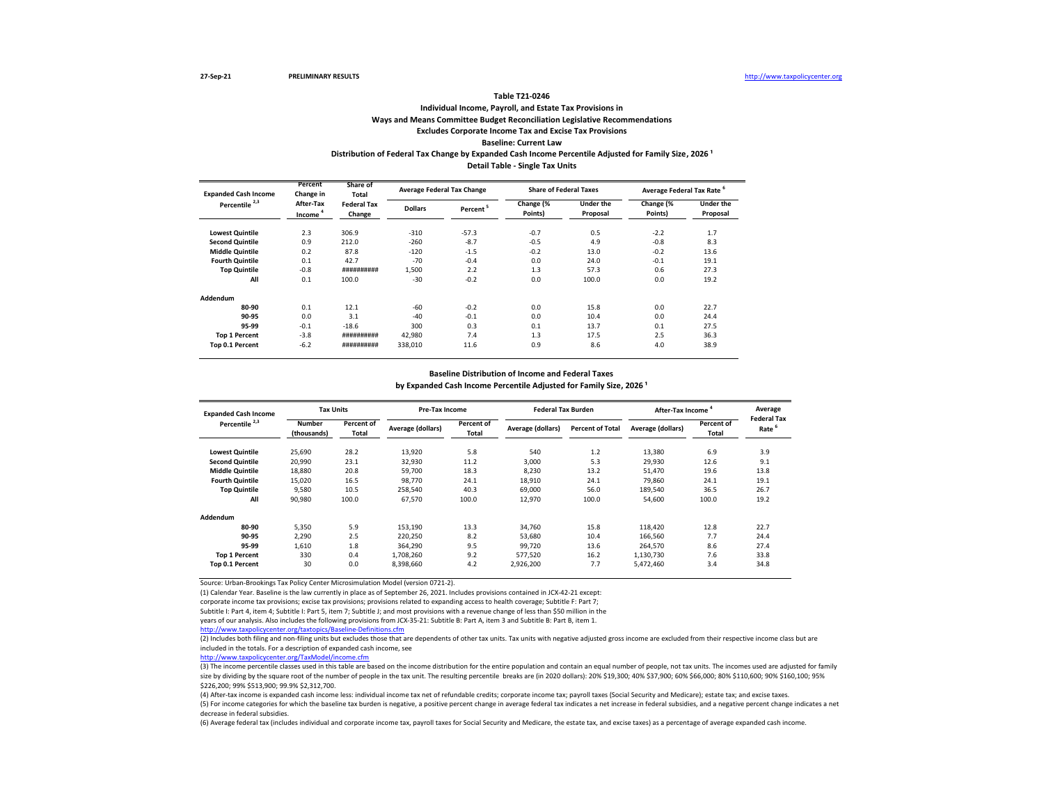27-Sep-21 PRELIMINARY RESULTS http://www.taxpolicycenter.org

**Table T21-0246**

**Individual Income, Payroll, and Estate Tax Provisions in**

**Ways and Means Committee Budget Reconciliation Legislative Recommendations**

**Excludes Corporate Income Tax and Excise Tax Provisions**

**Baseline: Current Law**

**Distribution of Federal Tax Change by Expanded Cash Income Percentile Adjusted for Family Size, 2026 [1]**

**Detail Table - Single Tax Units**

| Expanded Cash Income Percentile [2,3] | Percent Change in After-Tax Income [4] | Share of Total Federal Tax Change | Average Federal Tax Change | | Share of Federal Taxes | | Average Federal Tax Rate [6] | |
|---|---|---|---|---|---|---|---|---|
| | | | Dollars | Percent [5] | Change (% Points) | Under the Proposal | Change (% Points) | Under the Proposal |
| Lowest Quintile | 2.3 | 306.9 | -310 | -57.3 | -0.7 | 0.5 | -2.2 | 1.7 |
| Second Quintile | 0.9 | 212.0 | -260 | -8.7 | -0.5 | 4.9 | -0.8 | 8.3 |
| Middle Quintile | 0.2 | 87.8 | -120 | -1.5 | -0.2 | 13.0 | -0.2 | 13.6 |
| Fourth Quintile | 0.1 | 42.7 | -70 | -0.4 | 0.0 | 24.0 | -0.1 | 19.1 |
| Top Quintile | -0.8 | ########## | 1,500 | 2.2 | 1.3 | 57.3 | 0.6 | 27.3 |
| All | 0.1 | 100.0 | -30 | -0.2 | 0.0 | 100.0 | 0.0 | 19.2 |
| **Addendum** | | | | | | | | |
| 80-90 | 0.1 | 12.1 | -60 | -0.2 | 0.0 | 15.8 | 0.0 | 22.7 |
| 90-95 | 0.0 | 3.1 | -40 | -0.1 | 0.0 | 10.4 | 0.0 | 24.4 |
| 95-99 | -0.1 | -18.6 | 300 | 0.3 | 0.1 | 13.7 | 0.1 | 27.5 |
| Top 1 Percent | -3.8 | ########## | 42,980 | 7.4 | 1.3 | 17.5 | 2.5 | 36.3 |
| Top 0.1 Percent | -6.2 | ########## | 338,010 | 11.6 | 0.9 | 8.6 | 4.0 | 38.9 |

**Baseline Distribution of Income and Federal Taxes**

**by Expanded Cash Income Percentile Adjusted for Family Size, 2026 [1]**

| Expanded Cash Income Percentile [2,3] | Tax Units | | Pre-Tax Income | | Federal Tax Burden | | After-Tax Income [4] | | Average Federal Tax Rate [6] |
|---|---|---|---|---|---|---|---|---|---|
| | Number (thousands) | Percent of Total | Average (dollars) | Percent of Total | Average (dollars) | Percent of Total | Average (dollars) | Percent of Total | |
| Lowest Quintile | 25,690 | 28.2 | 13,920 | 5.8 | 540 | 1.2 | 13,380 | 6.9 | 3.9 |
| Second Quintile | 20,990 | 23.1 | 32,930 | 11.2 | 3,000 | 5.3 | 29,930 | 12.6 | 9.1 |
| Middle Quintile | 18,880 | 20.8 | 59,700 | 18.3 | 8,230 | 13.2 | 51,470 | 19.6 | 13.8 |
| Fourth Quintile | 15,020 | 16.5 | 98,770 | 24.1 | 18,910 | 24.1 | 79,860 | 24.1 | 19.1 |
| Top Quintile | 9,580 | 10.5 | 258,540 | 40.3 | 69,000 | 56.0 | 189,540 | 36.5 | 26.7 |
| All | 90,980 | 100.0 | 67,570 | 100.0 | 12,970 | 100.0 | 54,600 | 100.0 | 19.2 |
| **Addendum** | | | | | | | | | |
| 80-90 | 5,350 | 5.9 | 153,190 | 13.3 | 34,760 | 15.8 | 118,420 | 12.8 | 22.7 |
| 90-95 | 2,290 | 2.5 | 220,250 | 8.2 | 53,680 | 10.4 | 166,560 | 7.7 | 24.4 |
| 95-99 | 1,610 | 1.8 | 364,290 | 9.5 | 99,720 | 13.6 | 264,570 | 8.6 | 27.4 |
| Top 1 Percent | 330 | 0.4 | 1,708,260 | 9.2 | 577,520 | 16.2 | 1,130,730 | 7.6 | 33.8 |
| Top 0.1 Percent | 30 | 0.0 | 8,398,660 | 4.2 | 2,926,200 | 7.7 | 5,472,460 | 3.4 | 34.8 |

Source: Urban-Brookings Tax Policy Center Microsimulation Model (version 0721-2).

(1) Calendar Year. Baseline is the law currently in place as of September 26, 2021. Includes provisions contained in JCX-42-21 except: corporate income tax provisions; excise tax provisions; provisions related to expanding access to health coverage; Subtitle F: Part 7; Subtitle I: Part 4, item 4; Subtitle I: Part 5, item 7; Subtitle J; and most provisions with a revenue change of less than $50 million in the years of our analysis. Also includes the following provisions from JCX-35-21: Subtitle B: Part A, item 3 and Subtitle B: Part B, item 1.
http://www.taxpolicycenter.org/taxtopics/Baseline-Definitions.cfm

(2) Includes both filing and non-filing units but excludes those that are dependents of other tax units. Tax units with negative adjusted gross income are excluded from their respective income class but are included in the totals. For a description of expanded cash income, see
http://www.taxpolicycenter.org/TaxModel/income.cfm

(3) The income percentile classes used in this table are based on the income distribution for the entire population and contain an equal number of people, not tax units. The incomes used are adjusted for family size by dividing by the square root of the number of people in the tax unit. The resulting percentile breaks are (in 2020 dollars): 20% $19,300; 40% $37,900; 60% $66,000; 80% $110,600; 90% $160,100; 95% $226,200; 99% $513,900; 99.9% $2,312,700.

(4) After-tax income is expanded cash income less: individual income tax net of refundable credits; corporate income tax; payroll taxes (Social Security and Medicare); estate tax; and excise taxes.

(5) For income categories for which the baseline tax burden is negative, a positive percent change in average federal tax indicates a net increase in federal subsidies, and a negative percent change indicates a net decrease in federal subsidies.

(6) Average federal tax (includes individual and corporate income tax, payroll taxes for Social Security and Medicare, the estate tax, and excise taxes) as a percentage of average expanded cash income.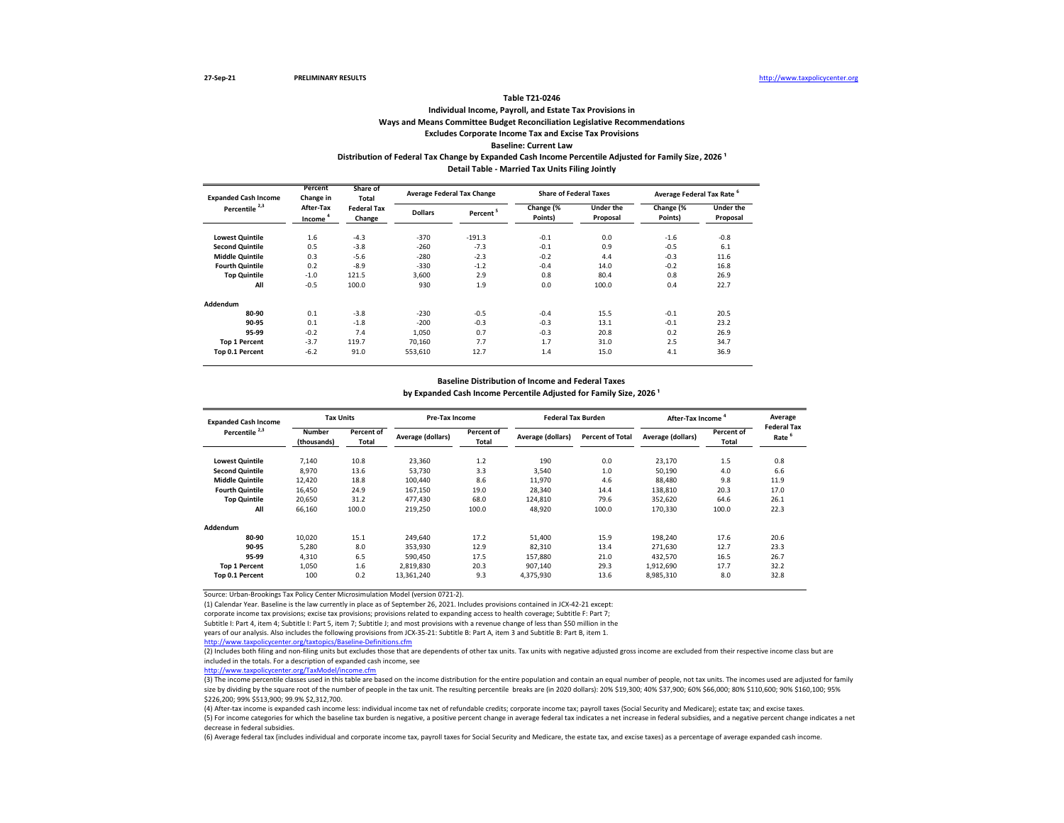27-Sep-21 PRELIMINARY RESULTS http://www.taxpolicycenter.org

**Table T21-0246**

**Individual Income, Payroll, and Estate Tax Provisions in**

**Ways and Means Committee Budget Reconciliation Legislative Recommendations**

**Excludes Corporate Income Tax and Excise Tax Provisions**

**Baseline: Current Law**

**Distribution of Federal Tax Change by Expanded Cash Income Percentile Adjusted for Family Size, 2026 [1]**

**Detail Table - Married Tax Units Filing Jointly**

| Expanded Cash Income Percentile [2,3] | Percent Change in After-Tax Income [4] | Share of Total Federal Tax Change | Average Federal Tax Change | | Share of Federal Taxes | | Average Federal Tax Rate [6] | |
|---|---|---|---|---|---|---|---|---|
| | | | Dollars | Percent [5] | Change (% Points) | Under the Proposal | Change (% Points) | Under the Proposal |
| Lowest Quintile | 1.6 | -4.3 | -370 | -191.3 | -0.1 | 0.0 | -1.6 | -0.8 |
| Second Quintile | 0.5 | -3.8 | -260 | -7.3 | -0.1 | 0.9 | -0.5 | 6.1 |
| Middle Quintile | 0.3 | -5.6 | -280 | -2.3 | -0.2 | 4.4 | -0.3 | 11.6 |
| Fourth Quintile | 0.2 | -8.9 | -330 | -1.2 | -0.4 | 14.0 | -0.2 | 16.8 |
| Top Quintile | -1.0 | 121.5 | 3,600 | 2.9 | 0.8 | 80.4 | 0.8 | 26.9 |
| All | -0.5 | 100.0 | 930 | 1.9 | 0.0 | 100.0 | 0.4 | 22.7 |
| **Addendum** | | | | | | | | |
| 80-90 | 0.1 | -3.8 | -230 | -0.5 | -0.4 | 15.5 | -0.1 | 20.5 |
| 90-95 | 0.1 | -1.8 | -200 | -0.3 | -0.3 | 13.1 | -0.1 | 23.2 |
| 95-99 | -0.2 | 7.4 | 1,050 | 0.7 | -0.3 | 20.8 | 0.2 | 26.9 |
| Top 1 Percent | -3.7 | 119.7 | 70,160 | 7.7 | 1.7 | 31.0 | 2.5 | 34.7 |
| Top 0.1 Percent | -6.2 | 91.0 | 553,610 | 12.7 | 1.4 | 15.0 | 4.1 | 36.9 |

**Baseline Distribution of Income and Federal Taxes**

**by Expanded Cash Income Percentile Adjusted for Family Size, 2026 [1]**

| Expanded Cash Income Percentile [2,3] | Tax Units | | Pre-Tax Income | | Federal Tax Burden | | After-Tax Income [4] | | Average Federal Tax Rate [6] |
|---|---|---|---|---|---|---|---|---|---|
| | Number (thousands) | Percent of Total | Average (dollars) | Percent of Total | Average (dollars) | Percent of Total | Average (dollars) | Percent of Total | |
| Lowest Quintile | 7,140 | 10.8 | 23,360 | 1.2 | 190 | 0.0 | 23,170 | 1.5 | 0.8 |
| Second Quintile | 8,970 | 13.6 | 53,730 | 3.3 | 3,540 | 1.0 | 50,190 | 4.0 | 6.6 |
| Middle Quintile | 12,420 | 18.8 | 100,440 | 8.6 | 11,970 | 4.6 | 88,480 | 9.8 | 11.9 |
| Fourth Quintile | 16,450 | 24.9 | 167,150 | 19.0 | 28,340 | 14.4 | 138,810 | 20.3 | 17.0 |
| Top Quintile | 20,650 | 31.2 | 477,430 | 68.0 | 124,810 | 79.6 | 352,620 | 64.6 | 26.1 |
| All | 66,160 | 100.0 | 219,250 | 100.0 | 48,920 | 100.0 | 170,330 | 100.0 | 22.3 |
| **Addendum** | | | | | | | | | |
| 80-90 | 10,020 | 15.1 | 249,640 | 17.2 | 51,400 | 15.9 | 198,240 | 17.6 | 20.6 |
| 90-95 | 5,280 | 8.0 | 353,930 | 12.9 | 82,310 | 13.4 | 271,630 | 12.7 | 23.3 |
| 95-99 | 4,310 | 6.5 | 590,450 | 17.5 | 157,880 | 21.0 | 432,570 | 16.5 | 26.7 |
| Top 1 Percent | 1,050 | 1.6 | 2,819,830 | 20.3 | 907,140 | 29.3 | 1,912,690 | 17.7 | 32.2 |
| Top 0.1 Percent | 100 | 0.2 | 13,361,240 | 9.3 | 4,375,930 | 13.6 | 8,985,310 | 8.0 | 32.8 |

Source: Urban-Brookings Tax Policy Center Microsimulation Model (version 0721-2).

(1) Calendar Year. Baseline is the law currently in place as of September 26, 2021. Includes provisions contained in JCX-42-21 except: corporate income tax provisions; excise tax provisions; provisions related to expanding access to health coverage; Subtitle F: Part 7; Subtitle I: Part 4, item 4; Subtitle I: Part 5, item 7; Subtitle J; and most provisions with a revenue change of less than $50 million in the years of our analysis. Also includes the following provisions from JCX-35-21: Subtitle B: Part A, item 3 and Subtitle B: Part B, item 1.
http://www.taxpolicycenter.org/taxtopics/Baseline-Definitions.cfm

(2) Includes both filing and non-filing units but excludes those that are dependents of other tax units. Tax units with negative adjusted gross income are excluded from their respective income class but are included in the totals. For a description of expanded cash income, see
http://www.taxpolicycenter.org/TaxModel/income.cfm

(3) The income percentile classes used in this table are based on the income distribution for the entire population and contain an equal number of people, not tax units. The incomes used are adjusted for family size by dividing by the square root of the number of people in the tax unit. The resulting percentile breaks are (in 2020 dollars): 20% $19,300; 40% $37,900; 60% $66,000; 80% $110,600; 90% $160,100; 95% $226,200; 99% $513,900; 99.9% $2,312,700.

(4) After-tax income is expanded cash income less: individual income tax net of refundable credits; corporate income tax; payroll taxes (Social Security and Medicare); estate tax; and excise taxes.

(5) For income categories for which the baseline tax burden is negative, a positive percent change in average federal tax indicates a net increase in federal subsidies, and a negative percent change indicates a net decrease in federal subsidies.

(6) Average federal tax (includes individual and corporate income tax, payroll taxes for Social Security and Medicare, the estate tax, and excise taxes) as a percentage of average expanded cash income.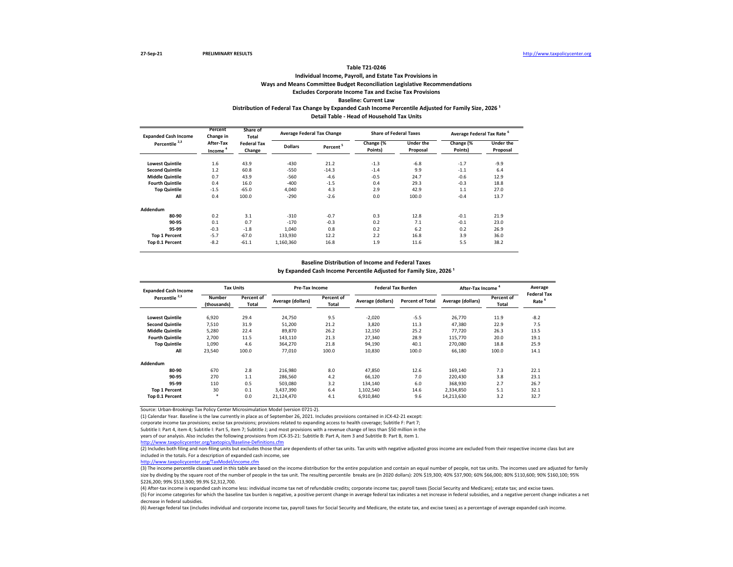27-Sep-21 **PRELIMINARY RESULTS** http://www.taxpolicycenter.org

**Table T21-0246**

**Individual Income, Payroll, and Estate Tax Provisions in**

**Ways and Means Committee Budget Reconciliation Legislative Recommendations**

**Excludes Corporate Income Tax and Excise Tax Provisions**

**Baseline: Current Law**

**Distribution of Federal Tax Change by Expanded Cash Income Percentile Adjusted for Family Size, 2026 [1]**

**Detail Table - Head of Household Tax Units**

| Expanded Cash Income Percentile [2,3] | Percent Change in After-Tax Income [4] | Share of Total Federal Tax Change | Average Federal Tax Change | | Share of Federal Taxes | | Average Federal Tax Rate [6] | |
|---|---|---|---|---|---|---|---|---|
| | | | Dollars | Percent [5] | Change (% Points) | Under the Proposal | Change (% Points) | Under the Proposal |
| **Lowest Quintile** | 1.6 | 43.9 | -430 | 21.2 | -1.3 | -6.8 | -1.7 | -9.9 |
| **Second Quintile** | 1.2 | 60.8 | -550 | -14.3 | -1.4 | 9.9 | -1.1 | 6.4 |
| **Middle Quintile** | 0.7 | 43.9 | -560 | -4.6 | -0.5 | 24.7 | -0.6 | 12.9 |
| **Fourth Quintile** | 0.4 | 16.0 | -400 | -1.5 | 0.4 | 29.3 | -0.3 | 18.8 |
| **Top Quintile** | -1.5 | -65.0 | 4,040 | 4.3 | 2.9 | 42.9 | 1.1 | 27.0 |
| **All** | 0.4 | 100.0 | -290 | -2.6 | 0.0 | 100.0 | -0.4 | 13.7 |
| **Addendum** | | | | | | | | |
| **80-90** | 0.2 | 3.1 | -310 | -0.7 | 0.3 | 12.8 | -0.1 | 21.9 |
| **90-95** | 0.1 | 0.7 | -170 | -0.3 | 0.2 | 7.1 | -0.1 | 23.0 |
| **95-99** | -0.3 | -1.8 | 1,040 | 0.8 | 0.2 | 6.2 | 0.2 | 26.9 |
| **Top 1 Percent** | -5.7 | -67.0 | 133,930 | 12.2 | 2.2 | 16.8 | 3.9 | 36.0 |
| **Top 0.1 Percent** | -8.2 | -61.1 | 1,160,360 | 16.8 | 1.9 | 11.6 | 5.5 | 38.2 |

**Baseline Distribution of Income and Federal Taxes**

**by Expanded Cash Income Percentile Adjusted for Family Size, 2026 [1]**

| Expanded Cash Income Percentile [2,3] | Tax Units | | Pre-Tax Income | | Federal Tax Burden | | After-Tax Income [4] | | Average Federal Tax Rate [6] |
|---|---|---|---|---|---|---|---|---|---|
| | Number (thousands) | Percent of Total | Average (dollars) | Percent of Total | Average (dollars) | Percent of Total | Average (dollars) | Percent of Total | |
| **Lowest Quintile** | 6,920 | 29.4 | 24,750 | 9.5 | -2,020 | -5.5 | 26,770 | 11.9 | -8.2 |
| **Second Quintile** | 7,510 | 31.9 | 51,200 | 21.2 | 3,820 | 11.3 | 47,380 | 22.9 | 7.5 |
| **Middle Quintile** | 5,280 | 22.4 | 89,870 | 26.2 | 12,150 | 25.2 | 77,720 | 26.3 | 13.5 |
| **Fourth Quintile** | 2,700 | 11.5 | 143,110 | 21.3 | 27,340 | 28.9 | 115,770 | 20.0 | 19.1 |
| **Top Quintile** | 1,090 | 4.6 | 364,270 | 21.8 | 94,190 | 40.1 | 270,080 | 18.8 | 25.9 |
| **All** | 23,540 | 100.0 | 77,010 | 100.0 | 10,830 | 100.0 | 66,180 | 100.0 | 14.1 |
| **Addendum** | | | | | | | | | |
| **80-90** | 670 | 2.8 | 216,980 | 8.0 | 47,850 | 12.6 | 169,140 | 7.3 | 22.1 |
| **90-95** | 270 | 1.1 | 286,560 | 4.2 | 66,120 | 7.0 | 220,430 | 3.8 | 23.1 |
| **95-99** | 110 | 0.5 | 503,080 | 3.2 | 134,140 | 6.0 | 368,930 | 2.7 | 26.7 |
| **Top 1 Percent** | 30 | 0.1 | 3,437,390 | 6.4 | 1,102,540 | 14.6 | 2,334,850 | 5.1 | 32.1 |
| **Top 0.1 Percent** | * | 0.0 | 21,124,470 | 4.1 | 6,910,840 | 9.6 | 14,213,630 | 3.2 | 32.7 |

Source: Urban-Brookings Tax Policy Center Microsimulation Model (version 0721-2).

(1) Calendar Year. Baseline is the law currently in place as of September 26, 2021. Includes provisions contained in JCX-42-21 except: corporate income tax provisions; excise tax provisions; provisions related to expanding access to health coverage; Subtitle F: Part 7; Subtitle I: Part 4, item 4; Subtitle I: Part 5, item 7; Subtitle J; and most provisions with a revenue change of less than $50 million in the years of our analysis. Also includes the following provisions from JCX-35-21: Subtitle B: Part A, item 3 and Subtitle B: Part B, item 1.
http://www.taxpolicycenter.org/taxtopics/Baseline-Definitions.cfm

(2) Includes both filing and non-filing units but excludes those that are dependents of other tax units. Tax units with negative adjusted gross income are excluded from their respective income class but are included in the totals. For a description of expanded cash income, see
http://www.taxpolicycenter.org/TaxModel/income.cfm

(3) The income percentile classes used in this table are based on the income distribution for the entire population and contain an equal number of people, not tax units. The incomes used are adjusted for family size by dividing by the square root of the number of people in the tax unit. The resulting percentile breaks are (in 2020 dollars): 20% $19,300; 40% $37,900; 60% $66,000; 80% $110,600; 90% $160,100; 95% $226,200; 99% $513,900; 99.9% $2,312,700.

(4) After-tax income is expanded cash income less: individual income tax net of refundable credits; corporate income tax; payroll taxes (Social Security and Medicare); estate tax; and excise taxes.

(5) For income categories for which the baseline tax burden is negative, a positive percent change in average federal tax indicates a net increase in federal subsidies, and a negative percent change indicates a net decrease in federal subsidies.

(6) Average federal tax (includes individual and corporate income tax, payroll taxes for Social Security and Medicare, the estate tax, and excise taxes) as a percentage of average expanded cash income.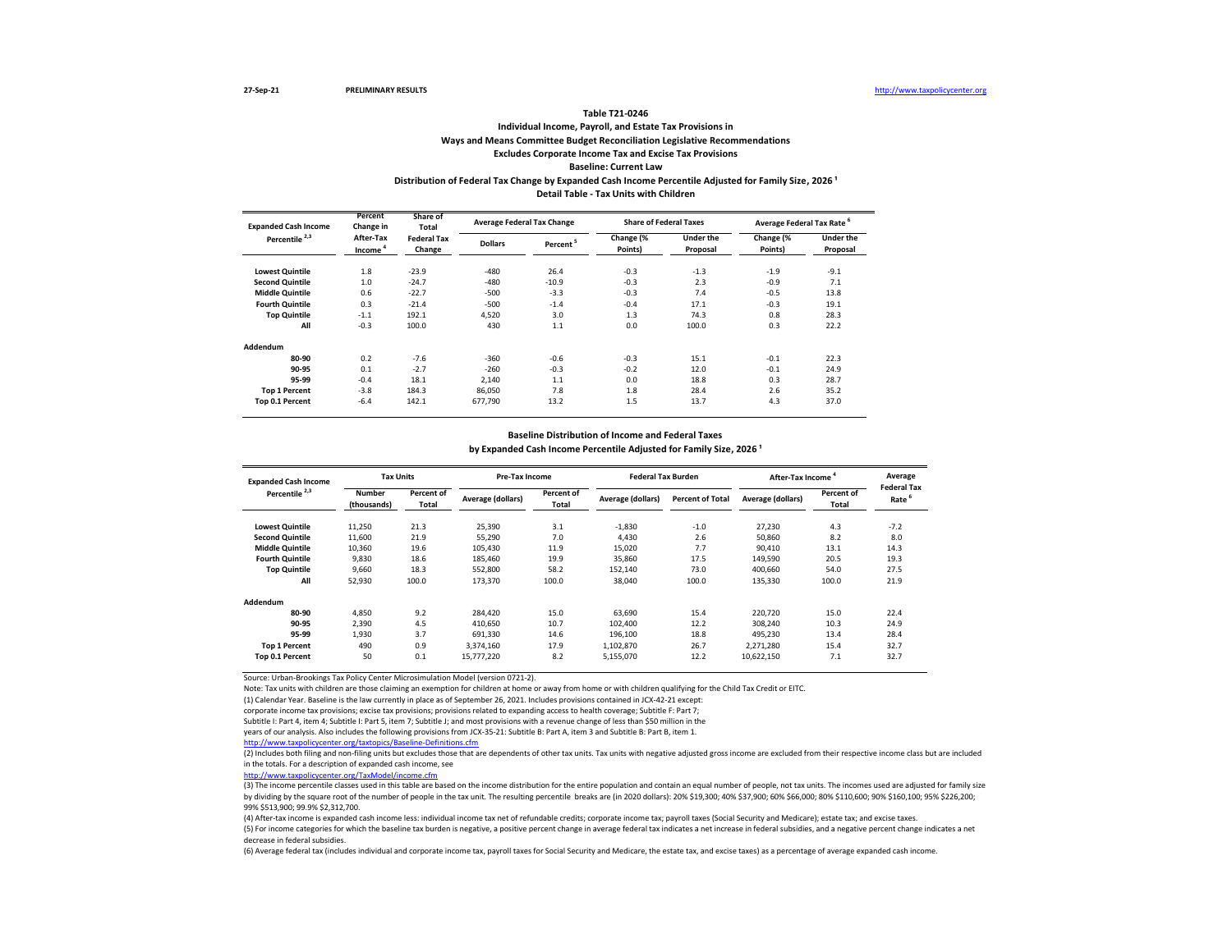27-Sep-21 **PRELIMINARY RESULTS** http://www.taxpolicycenter.org

### Table T21-0246

**Individual Income, Payroll, and Estate Tax Provisions in**
**Ways and Means Committee Budget Reconciliation Legislative Recommendations**
**Excludes Corporate Income Tax and Excise Tax Provisions**
**Baseline: Current Law**
**Distribution of Federal Tax Change by Expanded Cash Income Percentile Adjusted for Family Size, 2026 [1]**
**Detail Table - Tax Units with Children**

| Expanded Cash Income Percentile [2,3] | Percent Change in After-Tax Income [4] | Share of Total Federal Tax Change | Average Federal Tax Change | | Share of Federal Taxes | | Average Federal Tax Rate [6] | |
|---|---|---|---|---|---|---|---|---|
| | | | Dollars | Percent [5] | Change (% Points) | Under the Proposal | Change (% Points) | Under the Proposal |
| Lowest Quintile | 1.8 | -23.9 | -480 | 26.4 | -0.3 | -1.3 | -1.9 | -9.1 |
| Second Quintile | 1.0 | -24.7 | -480 | -10.9 | -0.3 | 2.3 | -0.9 | 7.1 |
| Middle Quintile | 0.6 | -22.7 | -500 | -3.3 | -0.3 | 7.4 | -0.5 | 13.8 |
| Fourth Quintile | 0.3 | -21.4 | -500 | -1.4 | -0.4 | 17.1 | -0.3 | 19.1 |
| Top Quintile | -1.1 | 192.1 | 4,520 | 3.0 | 1.3 | 74.3 | 0.8 | 28.3 |
| All | -0.3 | 100.0 | 430 | 1.1 | 0.0 | 100.0 | 0.3 | 22.2 |
| **Addendum** | | | | | | | | |
| 80-90 | 0.2 | -7.6 | -360 | -0.6 | -0.3 | 15.1 | -0.1 | 22.3 |
| 90-95 | 0.1 | -2.7 | -260 | -0.3 | -0.2 | 12.0 | -0.1 | 24.9 |
| 95-99 | -0.4 | 18.1 | 2,140 | 1.1 | 0.0 | 18.8 | 0.3 | 28.7 |
| Top 1 Percent | -3.8 | 184.3 | 86,050 | 7.8 | 1.8 | 28.4 | 2.6 | 35.2 |
| Top 0.1 Percent | -6.4 | 142.1 | 677,790 | 13.2 | 1.5 | 13.7 | 4.3 | 37.0 |

**Baseline Distribution of Income and Federal Taxes**
**by Expanded Cash Income Percentile Adjusted for Family Size, 2026 [1]**

| Expanded Cash Income Percentile [2,3] | Tax Units | | Pre-Tax Income | | Federal Tax Burden | | After-Tax Income [4] | | Average Federal Tax Rate [6] |
|---|---|---|---|---|---|---|---|---|---|
| | Number (thousands) | Percent of Total | Average (dollars) | Percent of Total | Average (dollars) | Percent of Total | Average (dollars) | Percent of Total | |
| Lowest Quintile | 11,250 | 21.3 | 25,390 | 3.1 | -1,830 | -1.0 | 27,230 | 4.3 | -7.2 |
| Second Quintile | 11,600 | 21.9 | 55,290 | 7.0 | 4,430 | 2.6 | 50,860 | 8.2 | 8.0 |
| Middle Quintile | 10,360 | 19.6 | 105,430 | 11.9 | 15,020 | 7.7 | 90,410 | 13.1 | 14.3 |
| Fourth Quintile | 9,830 | 18.6 | 185,460 | 19.9 | 35,860 | 17.5 | 149,590 | 20.5 | 19.3 |
| Top Quintile | 9,660 | 18.3 | 552,800 | 58.2 | 152,140 | 73.0 | 400,660 | 54.0 | 27.5 |
| All | 52,930 | 100.0 | 173,370 | 100.0 | 38,040 | 100.0 | 135,330 | 100.0 | 21.9 |
| **Addendum** | | | | | | | | | |
| 80-90 | 4,850 | 9.2 | 284,420 | 15.0 | 63,690 | 15.4 | 220,720 | 15.0 | 22.4 |
| 90-95 | 2,390 | 4.5 | 410,650 | 10.7 | 102,400 | 12.2 | 308,240 | 10.3 | 24.9 |
| 95-99 | 1,930 | 3.7 | 691,330 | 14.6 | 196,100 | 18.8 | 495,230 | 13.4 | 28.4 |
| Top 1 Percent | 490 | 0.9 | 3,374,160 | 17.9 | 1,102,870 | 26.7 | 2,271,280 | 15.4 | 32.7 |
| Top 0.1 Percent | 50 | 0.1 | 15,777,220 | 8.2 | 5,155,070 | 12.2 | 10,622,150 | 7.1 | 32.7 |

Source: Urban-Brookings Tax Policy Center Microsimulation Model (version 0721-2).

Note: Tax units with children are those claiming an exemption for children at home or away from home or with children qualifying for the Child Tax Credit or EITC.

(1) Calendar Year. Baseline is the law currently in place as of September 26, 2021. Includes provisions contained in JCX-42-21 except: corporate income tax provisions; excise tax provisions; provisions related to expanding access to health coverage; Subtitle F: Part 7; Subtitle I: Part 4, item 4; Subtitle I: Part 5, item 7; Subtitle J; and most provisions with a revenue change of less than $50 million in the years of our analysis. Also includes the following provisions from JCX-35-21: Subtitle B: Part A, item 3 and Subtitle B: Part B, item 1.
http://www.taxpolicycenter.org/taxtopics/Baseline-Definitions.cfm

(2) Includes both filing and non-filing units but excludes those that are dependents of other tax units. Tax units with negative adjusted gross income are excluded from their respective income class but are included in the totals. For a description of expanded cash income, see
http://www.taxpolicycenter.org/TaxModel/income.cfm

(3) The income percentile classes used in this table are based on the income distribution for the entire population and contain an equal number of people, not tax units. The incomes used are adjusted for family size by dividing by the square root of the number of people in the tax unit. The resulting percentile breaks are (in 2020 dollars): 20% $19,300; 40% $37,900; 60% $66,000; 80% $110,600; 90% $160,100; 95% $226,200; 99% $513,900; 99.9% $2,312,700.

(4) After-tax income is expanded cash income less: individual income tax net of refundable credits; corporate income tax; payroll taxes (Social Security and Medicare); estate tax; and excise taxes.

(5) For income categories for which the baseline tax burden is negative, a positive percent change in average federal tax indicates a net increase in federal subsidies, and a negative percent change indicates a net decrease in federal subsidies.

(6) Average federal tax (includes individual and corporate income tax, payroll taxes for Social Security and Medicare, the estate tax, and excise taxes) as a percentage of average expanded cash income.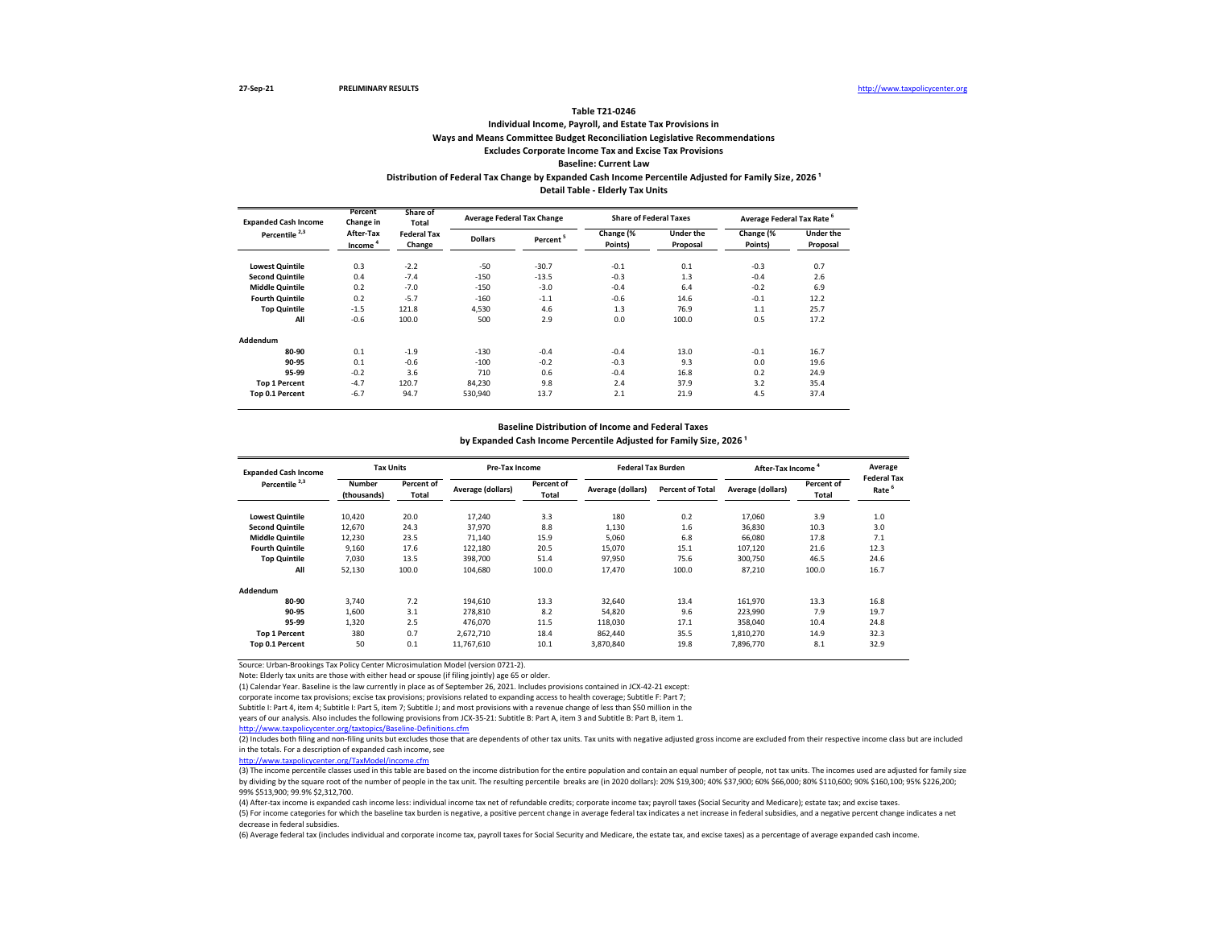27-Sep-21 PRELIMINARY RESULTS http://www.taxpolicycenter.org

**Table T21-0246**

**Individual Income, Payroll, and Estate Tax Provisions in**

**Ways and Means Committee Budget Reconciliation Legislative Recommendations**

**Excludes Corporate Income Tax and Excise Tax Provisions**

**Baseline: Current Law**

**Distribution of Federal Tax Change by Expanded Cash Income Percentile Adjusted for Family Size, 2026 [1]**

**Detail Table - Elderly Tax Units**

| Expanded Cash Income Percentile [2,3] | Percent Change in After-Tax Income [4] | Share of Total Federal Tax Change | Average Federal Tax Change | | Share of Federal Taxes | | Average Federal Tax Rate [6] | |
|---|---|---|---|---|---|---|---|---|
| | | | Dollars | Percent [5] | Change (% Points) | Under the Proposal | Change (% Points) | Under the Proposal |
| Lowest Quintile | 0.3 | -2.2 | -50 | -30.7 | -0.1 | 0.1 | -0.3 | 0.7 |
| Second Quintile | 0.4 | -7.4 | -150 | -13.5 | -0.3 | 1.3 | -0.4 | 2.6 |
| Middle Quintile | 0.2 | -7.0 | -150 | -3.0 | -0.4 | 6.4 | -0.2 | 6.9 |
| Fourth Quintile | 0.2 | -5.7 | -160 | -1.1 | -0.6 | 14.6 | -0.1 | 12.2 |
| Top Quintile | -1.5 | 121.8 | 4,530 | 4.6 | 1.3 | 76.9 | 1.1 | 25.7 |
| All | -0.6 | 100.0 | 500 | 2.9 | 0.0 | 100.0 | 0.5 | 17.2 |
| **Addendum** | | | | | | | | |
| 80-90 | 0.1 | -1.9 | -130 | -0.4 | -0.4 | 13.0 | -0.1 | 16.7 |
| 90-95 | 0.1 | -0.6 | -100 | -0.2 | -0.3 | 9.3 | 0.0 | 19.6 |
| 95-99 | -0.2 | 3.6 | 710 | 0.6 | -0.4 | 16.8 | 0.2 | 24.9 |
| Top 1 Percent | -4.7 | 120.7 | 84,230 | 9.8 | 2.4 | 37.9 | 3.2 | 35.4 |
| Top 0.1 Percent | -6.7 | 94.7 | 530,940 | 13.7 | 2.1 | 21.9 | 4.5 | 37.4 |

**Baseline Distribution of Income and Federal Taxes**

**by Expanded Cash Income Percentile Adjusted for Family Size, 2026 [1]**

| Expanded Cash Income Percentile [2,3] | Tax Units | | Pre-Tax Income | | Federal Tax Burden | | After-Tax Income [4] | | Average Federal Tax Rate [6] |
|---|---|---|---|---|---|---|---|---|---|
| | Number (thousands) | Percent of Total | Average (dollars) | Percent of Total | Average (dollars) | Percent of Total | Average (dollars) | Percent of Total | |
| Lowest Quintile | 10,420 | 20.0 | 17,240 | 3.3 | 180 | 0.2 | 17,060 | 3.9 | 1.0 |
| Second Quintile | 12,670 | 24.3 | 37,970 | 8.8 | 1,130 | 1.6 | 36,830 | 10.3 | 3.0 |
| Middle Quintile | 12,230 | 23.5 | 71,140 | 15.9 | 5,060 | 6.8 | 66,080 | 17.8 | 7.1 |
| Fourth Quintile | 9,160 | 17.6 | 122,180 | 20.5 | 15,070 | 15.1 | 107,120 | 21.6 | 12.3 |
| Top Quintile | 7,030 | 13.5 | 398,700 | 51.4 | 97,950 | 75.6 | 300,750 | 46.5 | 24.6 |
| All | 52,130 | 100.0 | 104,680 | 100.0 | 17,470 | 100.0 | 87,210 | 100.0 | 16.7 |
| **Addendum** | | | | | | | | | |
| 80-90 | 3,740 | 7.2 | 194,610 | 13.3 | 32,640 | 13.4 | 161,970 | 13.3 | 16.8 |
| 90-95 | 1,600 | 3.1 | 278,810 | 8.2 | 54,820 | 9.6 | 223,990 | 7.9 | 19.7 |
| 95-99 | 1,320 | 2.5 | 476,070 | 11.5 | 118,030 | 17.1 | 358,040 | 10.4 | 24.8 |
| Top 1 Percent | 380 | 0.7 | 2,672,710 | 18.4 | 862,440 | 35.5 | 1,810,270 | 14.9 | 32.3 |
| Top 0.1 Percent | 50 | 0.1 | 11,767,610 | 10.1 | 3,870,840 | 19.8 | 7,896,770 | 8.1 | 32.9 |

Source: Urban-Brookings Tax Policy Center Microsimulation Model (version 0721-2).

Note: Elderly tax units are those with either head or spouse (if filing jointly) age 65 or older.

(1) Calendar Year. Baseline is the law currently in place as of September 26, 2021. Includes provisions contained in JCX-42-21 except: corporate income tax provisions; excise tax provisions; provisions related to expanding access to health coverage; Subtitle F: Part 7; Subtitle I: Part 4, item 4; Subtitle I: Part 5, item 7; Subtitle J; and most provisions with a revenue change of less than $50 million in the years of our analysis. Also includes the following provisions from JCX-35-21: Subtitle B: Part A, item 3 and Subtitle B: Part B, item 1.
http://www.taxpolicycenter.org/taxtopics/Baseline-Definitions.cfm

(2) Includes both filing and non-filing units but excludes those that are dependents of other tax units. Tax units with negative adjusted gross income are excluded from their respective income class but are included in the totals. For a description of expanded cash income, see
http://www.taxpolicycenter.org/TaxModel/income.cfm

(3) The income percentile classes used in this table are based on the income distribution for the entire population and contain an equal number of people, not tax units. The incomes used are adjusted for family size by dividing by the square root of the number of people in the tax unit. The resulting percentile breaks are (in 2020 dollars): 20% $19,300; 40% $37,900; 60% $66,000; 80% $110,600; 90% $160,100; 95% $226,200; 99% $513,900; 99.9% $2,312,700.

(4) After-tax income is expanded cash income less: individual income tax net of refundable credits; corporate income tax; payroll taxes (Social Security and Medicare); estate tax; and excise taxes.

(5) For income categories for which the baseline tax burden is negative, a positive percent change in average federal tax indicates a net increase in federal subsidies, and a negative percent change indicates a net decrease in federal subsidies.

(6) Average federal tax (includes individual and corporate income tax, payroll taxes for Social Security and Medicare, the estate tax, and excise taxes) as a percentage of average expanded cash income.